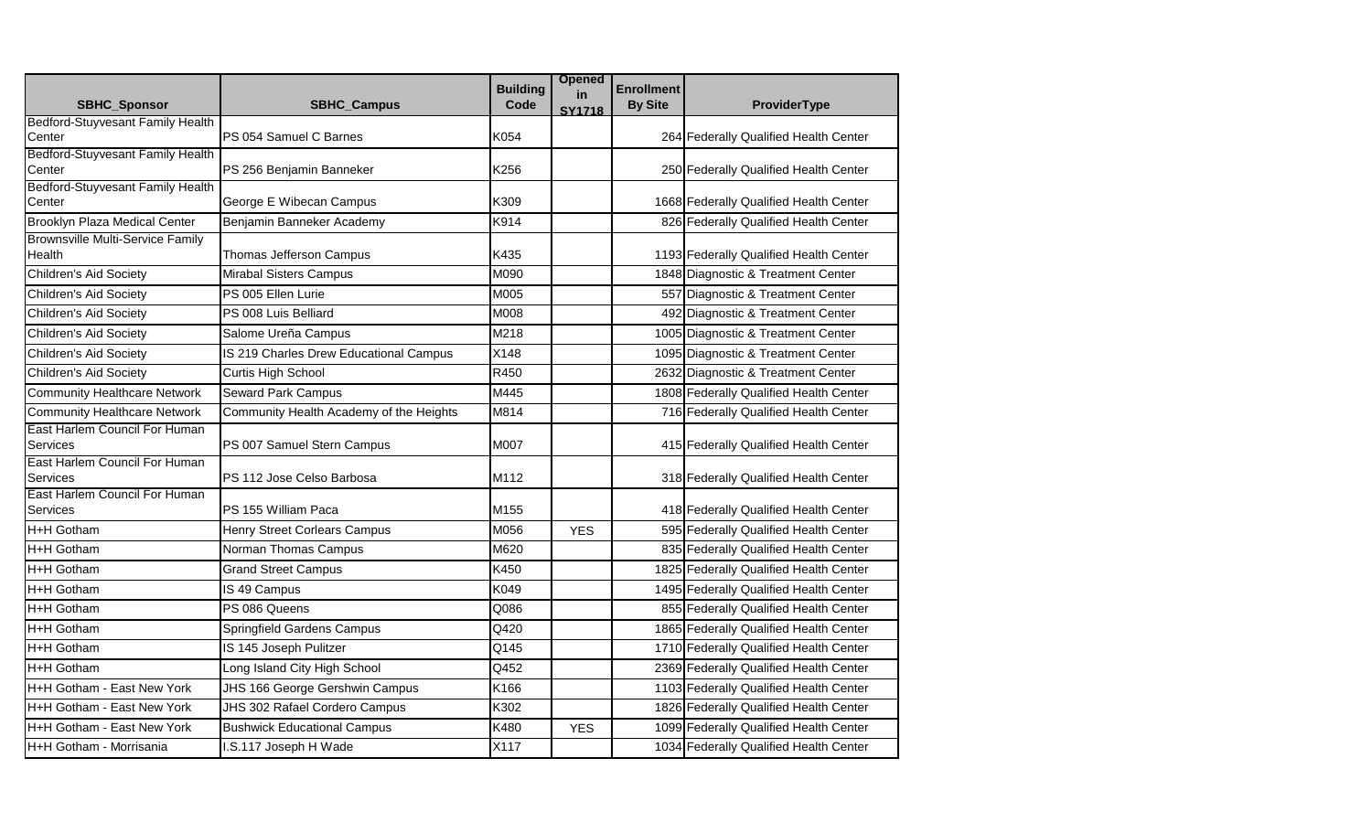| SBHC_Sponsor | SBHC_Campus | Building Code | Opened in SY1718 | Enrollment By Site | ProviderType |
|---|---|---|---|---|---|
| Bedford-Stuyvesant Family Health Center | PS 054 Samuel C Barnes | K054 | | 264 | Federally Qualified Health Center |
| Bedford-Stuyvesant Family Health Center | PS 256 Benjamin Banneker | K256 | | 250 | Federally Qualified Health Center |
| Bedford-Stuyvesant Family Health Center | George E Wibecan Campus | K309 | | 1668 | Federally Qualified Health Center |
| Brooklyn Plaza Medical Center | Benjamin Banneker Academy | K914 | | 826 | Federally Qualified Health Center |
| Brownsville Multi-Service Family Health | Thomas Jefferson Campus | K435 | | 1193 | Federally Qualified Health Center |
| Children's Aid Society | Mirabal Sisters Campus | M090 | | 1848 | Diagnostic & Treatment Center |
| Children's Aid Society | PS 005 Ellen Lurie | M005 | | 557 | Diagnostic & Treatment Center |
| Children's Aid Society | PS 008 Luis Belliard | M008 | | 492 | Diagnostic & Treatment Center |
| Children's Aid Society | Salome Ureña Campus | M218 | | 1005 | Diagnostic & Treatment Center |
| Children's Aid Society | IS 219 Charles Drew Educational Campus | X148 | | 1095 | Diagnostic & Treatment Center |
| Children's Aid Society | Curtis High School | R450 | | 2632 | Diagnostic & Treatment Center |
| Community Healthcare Network | Seward Park Campus | M445 | | 1808 | Federally Qualified Health Center |
| Community Healthcare Network | Community Health Academy of the Heights | M814 | | 716 | Federally Qualified Health Center |
| East Harlem Council For Human Services | PS 007 Samuel Stern Campus | M007 | | 415 | Federally Qualified Health Center |
| East Harlem Council For Human Services | PS 112 Jose Celso Barbosa | M112 | | 318 | Federally Qualified Health Center |
| East Harlem Council For Human Services | PS 155 William Paca | M155 | | 418 | Federally Qualified Health Center |
| H+H Gotham | Henry Street Corlears Campus | M056 | YES | 595 | Federally Qualified Health Center |
| H+H Gotham | Norman Thomas Campus | M620 | | 835 | Federally Qualified Health Center |
| H+H Gotham | Grand Street Campus | K450 | | 1825 | Federally Qualified Health Center |
| H+H Gotham | IS 49 Campus | K049 | | 1495 | Federally Qualified Health Center |
| H+H Gotham | PS 086 Queens | Q086 | | 855 | Federally Qualified Health Center |
| H+H Gotham | Springfield Gardens Campus | Q420 | | 1865 | Federally Qualified Health Center |
| H+H Gotham | IS 145 Joseph Pulitzer | Q145 | | 1710 | Federally Qualified Health Center |
| H+H Gotham | Long Island City High School | Q452 | | 2369 | Federally Qualified Health Center |
| H+H Gotham - East New York | JHS 166 George Gershwin Campus | K166 | | 1103 | Federally Qualified Health Center |
| H+H Gotham - East New York | JHS 302 Rafael Cordero Campus | K302 | | 1826 | Federally Qualified Health Center |
| H+H Gotham - East New York | Bushwick Educational Campus | K480 | YES | 1099 | Federally Qualified Health Center |
| H+H Gotham - Morrisania | I.S.117 Joseph H Wade | X117 | | 1034 | Federally Qualified Health Center |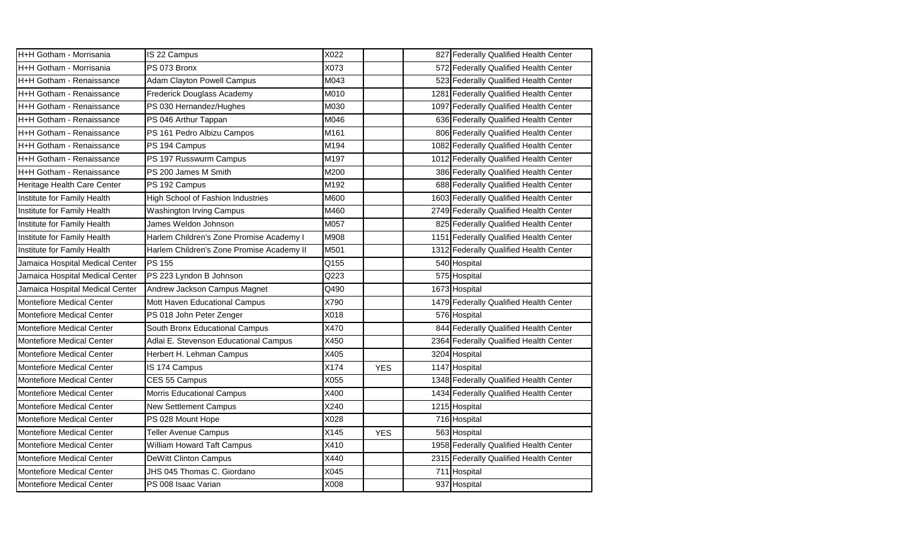| | | | | | |
|---|---|---|---|---|---|
| H+H Gotham - Morrisania | IS 22 Campus | X022 | | 827 | Federally Qualified Health Center |
| H+H Gotham - Morrisania | PS 073 Bronx | X073 | | 572 | Federally Qualified Health Center |
| H+H Gotham - Renaissance | Adam Clayton Powell Campus | M043 | | 523 | Federally Qualified Health Center |
| H+H Gotham - Renaissance | Frederick Douglass Academy | M010 | | 1281 | Federally Qualified Health Center |
| H+H Gotham - Renaissance | PS 030 Hernandez/Hughes | M030 | | 1097 | Federally Qualified Health Center |
| H+H Gotham - Renaissance | PS 046 Arthur Tappan | M046 | | 636 | Federally Qualified Health Center |
| H+H Gotham - Renaissance | PS 161 Pedro Albizu Campos | M161 | | 806 | Federally Qualified Health Center |
| H+H Gotham - Renaissance | PS 194 Campus | M194 | | 1082 | Federally Qualified Health Center |
| H+H Gotham - Renaissance | PS 197 Russwurm Campus | M197 | | 1012 | Federally Qualified Health Center |
| H+H Gotham - Renaissance | PS 200 James M Smith | M200 | | 386 | Federally Qualified Health Center |
| Heritage Health Care Center | PS 192 Campus | M192 | | 688 | Federally Qualified Health Center |
| Institute for Family Health | High School of Fashion Industries | M600 | | 1603 | Federally Qualified Health Center |
| Institute for Family Health | Washington Irving Campus | M460 | | 2749 | Federally Qualified Health Center |
| Institute for Family Health | James Weldon Johnson | M057 | | 825 | Federally Qualified Health Center |
| Institute for Family Health | Harlem Children's Zone Promise Academy I | M908 | | 1151 | Federally Qualified Health Center |
| Institute for Family Health | Harlem Children's Zone Promise Academy II | M501 | | 1312 | Federally Qualified Health Center |
| Jamaica Hospital Medical Center | PS 155 | Q155 | | 540 | Hospital |
| Jamaica Hospital Medical Center | PS 223 Lyndon B Johnson | Q223 | | 575 | Hospital |
| Jamaica Hospital Medical Center | Andrew Jackson Campus Magnet | Q490 | | 1673 | Hospital |
| Montefiore Medical Center | Mott Haven Educational Campus | X790 | | 1479 | Federally Qualified Health Center |
| Montefiore Medical Center | PS 018 John Peter Zenger | X018 | | 576 | Hospital |
| Montefiore Medical Center | South Bronx Educational Campus | X470 | | 844 | Federally Qualified Health Center |
| Montefiore Medical Center | Adlai E. Stevenson Educational Campus | X450 | | 2364 | Federally Qualified Health Center |
| Montefiore Medical Center | Herbert H. Lehman Campus | X405 | | 3204 | Hospital |
| Montefiore Medical Center | IS 174 Campus | X174 | YES | 1147 | Hospital |
| Montefiore Medical Center | CES 55 Campus | X055 | | 1348 | Federally Qualified Health Center |
| Montefiore Medical Center | Morris Educational Campus | X400 | | 1434 | Federally Qualified Health Center |
| Montefiore Medical Center | New Settlement Campus | X240 | | 1215 | Hospital |
| Montefiore Medical Center | PS 028 Mount Hope | X028 | | 716 | Hospital |
| Montefiore Medical Center | Teller Avenue Campus | X145 | YES | 563 | Hospital |
| Montefiore Medical Center | William Howard Taft Campus | X410 | | 1958 | Federally Qualified Health Center |
| Montefiore Medical Center | DeWitt Clinton Campus | X440 | | 2315 | Federally Qualified Health Center |
| Montefiore Medical Center | JHS 045 Thomas C. Giordano | X045 | | 711 | Hospital |
| Montefiore Medical Center | PS 008 Isaac Varian | X008 | | 937 | Hospital |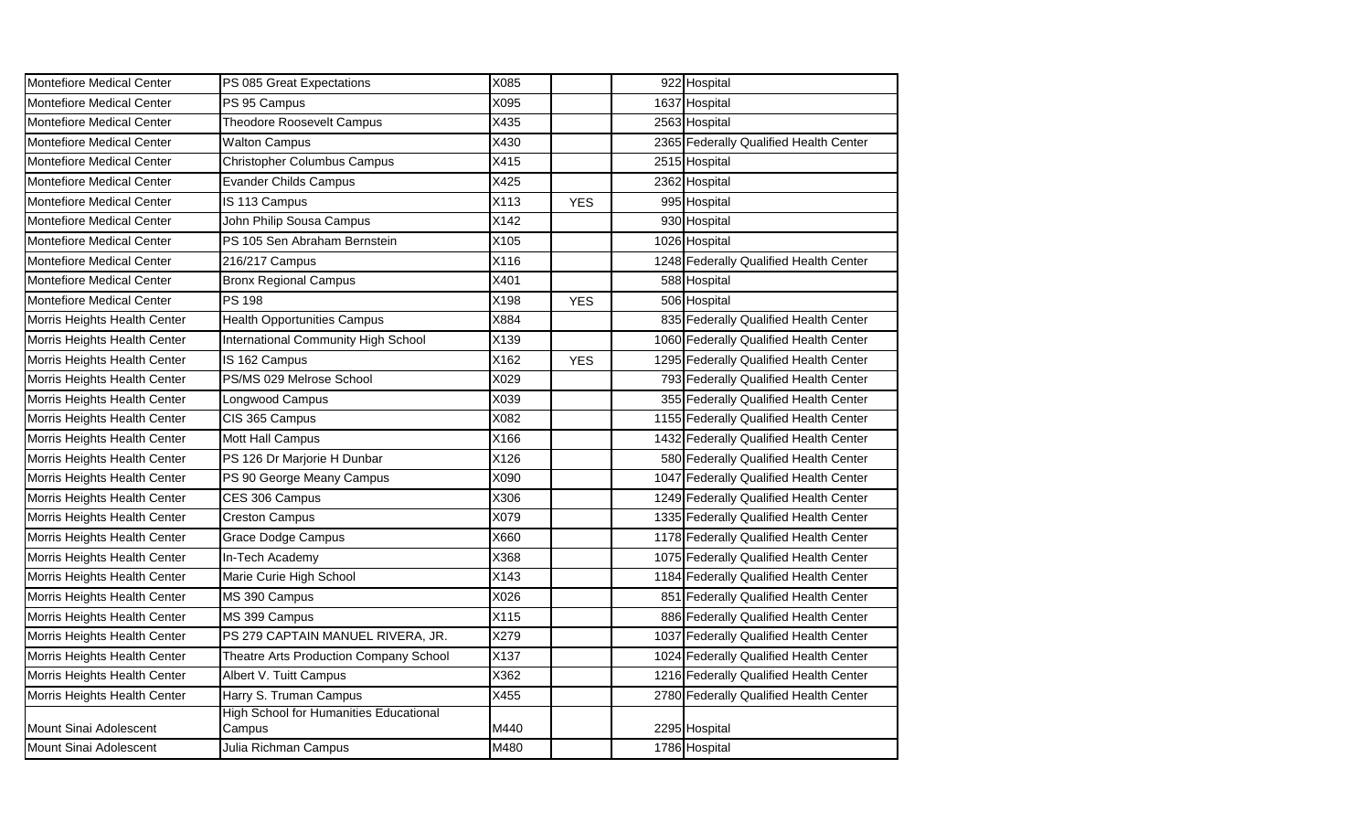| | | | | | |
|---|---|---|---|---|---|
| Montefiore Medical Center | PS 085 Great Expectations | X085 | | 922 | Hospital |
| Montefiore Medical Center | PS 95 Campus | X095 | | 1637 | Hospital |
| Montefiore Medical Center | Theodore Roosevelt Campus | X435 | | 2563 | Hospital |
| Montefiore Medical Center | Walton Campus | X430 | | 2365 | Federally Qualified Health Center |
| Montefiore Medical Center | Christopher Columbus Campus | X415 | | 2515 | Hospital |
| Montefiore Medical Center | Evander Childs Campus | X425 | | 2362 | Hospital |
| Montefiore Medical Center | IS 113 Campus | X113 | YES | 995 | Hospital |
| Montefiore Medical Center | John Philip Sousa Campus | X142 | | 930 | Hospital |
| Montefiore Medical Center | PS 105 Sen Abraham Bernstein | X105 | | 1026 | Hospital |
| Montefiore Medical Center | 216/217 Campus | X116 | | 1248 | Federally Qualified Health Center |
| Montefiore Medical Center | Bronx Regional Campus | X401 | | 588 | Hospital |
| Montefiore Medical Center | PS 198 | X198 | YES | 506 | Hospital |
| Morris Heights Health Center | Health Opportunities Campus | X884 | | 835 | Federally Qualified Health Center |
| Morris Heights Health Center | International Community High School | X139 | | 1060 | Federally Qualified Health Center |
| Morris Heights Health Center | IS 162 Campus | X162 | YES | 1295 | Federally Qualified Health Center |
| Morris Heights Health Center | PS/MS 029 Melrose School | X029 | | 793 | Federally Qualified Health Center |
| Morris Heights Health Center | Longwood Campus | X039 | | 355 | Federally Qualified Health Center |
| Morris Heights Health Center | CIS 365 Campus | X082 | | 1155 | Federally Qualified Health Center |
| Morris Heights Health Center | Mott Hall Campus | X166 | | 1432 | Federally Qualified Health Center |
| Morris Heights Health Center | PS 126 Dr Marjorie H Dunbar | X126 | | 580 | Federally Qualified Health Center |
| Morris Heights Health Center | PS 90 George Meany Campus | X090 | | 1047 | Federally Qualified Health Center |
| Morris Heights Health Center | CES 306 Campus | X306 | | 1249 | Federally Qualified Health Center |
| Morris Heights Health Center | Creston Campus | X079 | | 1335 | Federally Qualified Health Center |
| Morris Heights Health Center | Grace Dodge Campus | X660 | | 1178 | Federally Qualified Health Center |
| Morris Heights Health Center | In-Tech Academy | X368 | | 1075 | Federally Qualified Health Center |
| Morris Heights Health Center | Marie Curie High School | X143 | | 1184 | Federally Qualified Health Center |
| Morris Heights Health Center | MS 390 Campus | X026 | | 851 | Federally Qualified Health Center |
| Morris Heights Health Center | MS 399 Campus | X115 | | 886 | Federally Qualified Health Center |
| Morris Heights Health Center | PS 279 CAPTAIN MANUEL RIVERA, JR. | X279 | | 1037 | Federally Qualified Health Center |
| Morris Heights Health Center | Theatre Arts Production Company School | X137 | | 1024 | Federally Qualified Health Center |
| Morris Heights Health Center | Albert V. Tuitt Campus | X362 | | 1216 | Federally Qualified Health Center |
| Morris Heights Health Center | Harry S. Truman Campus | X455 | | 2780 | Federally Qualified Health Center |
| Mount Sinai Adolescent | High School for Humanities Educational Campus | M440 | | 2295 | Hospital |
| Mount Sinai Adolescent | Julia Richman Campus | M480 | | 1786 | Hospital |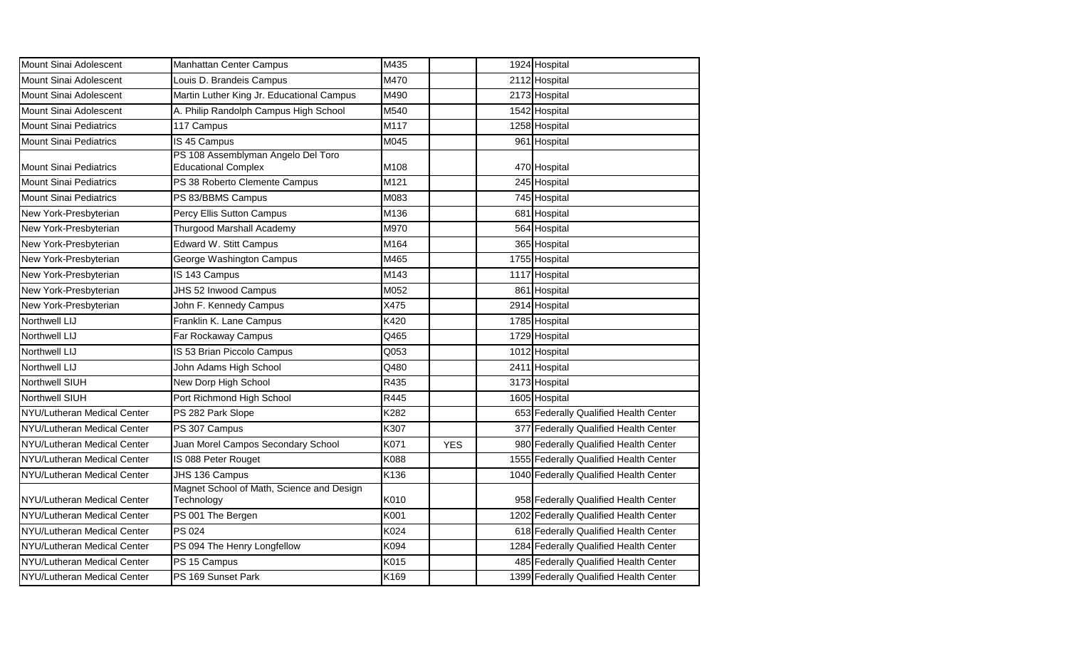| | | | | | |
|---|---|---|---|---|---|
| Mount Sinai Adolescent | Manhattan Center Campus | M435 | | 1924 | Hospital |
| Mount Sinai Adolescent | Louis D. Brandeis Campus | M470 | | 2112 | Hospital |
| Mount Sinai Adolescent | Martin Luther King Jr. Educational Campus | M490 | | 2173 | Hospital |
| Mount Sinai Adolescent | A. Philip Randolph Campus High School | M540 | | 1542 | Hospital |
| Mount Sinai Pediatrics | 117 Campus | M117 | | 1258 | Hospital |
| Mount Sinai Pediatrics | IS 45 Campus | M045 | | 961 | Hospital |
| Mount Sinai Pediatrics | PS 108 Assemblyman Angelo Del Toro Educational Complex | M108 | | 470 | Hospital |
| Mount Sinai Pediatrics | PS 38 Roberto Clemente Campus | M121 | | 245 | Hospital |
| Mount Sinai Pediatrics | PS 83/BBMS Campus | M083 | | 745 | Hospital |
| New York-Presbyterian | Percy Ellis Sutton Campus | M136 | | 681 | Hospital |
| New York-Presbyterian | Thurgood Marshall Academy | M970 | | 564 | Hospital |
| New York-Presbyterian | Edward W. Stitt Campus | M164 | | 365 | Hospital |
| New York-Presbyterian | George Washington Campus | M465 | | 1755 | Hospital |
| New York-Presbyterian | IS 143 Campus | M143 | | 1117 | Hospital |
| New York-Presbyterian | JHS 52 Inwood Campus | M052 | | 861 | Hospital |
| New York-Presbyterian | John F. Kennedy Campus | X475 | | 2914 | Hospital |
| Northwell LIJ | Franklin K. Lane Campus | K420 | | 1785 | Hospital |
| Northwell LIJ | Far Rockaway Campus | Q465 | | 1729 | Hospital |
| Northwell LIJ | IS 53 Brian Piccolo Campus | Q053 | | 1012 | Hospital |
| Northwell LIJ | John Adams High School | Q480 | | 2411 | Hospital |
| Northwell SIUH | New Dorp High School | R435 | | 3173 | Hospital |
| Northwell SIUH | Port Richmond High School | R445 | | 1605 | Hospital |
| NYU/Lutheran Medical Center | PS 282 Park Slope | K282 | | 653 | Federally Qualified Health Center |
| NYU/Lutheran Medical Center | PS 307 Campus | K307 | | 377 | Federally Qualified Health Center |
| NYU/Lutheran Medical Center | Juan Morel Campos Secondary School | K071 | YES | 980 | Federally Qualified Health Center |
| NYU/Lutheran Medical Center | IS 088 Peter Rouget | K088 | | 1555 | Federally Qualified Health Center |
| NYU/Lutheran Medical Center | JHS 136 Campus | K136 | | 1040 | Federally Qualified Health Center |
| NYU/Lutheran Medical Center | Magnet School of Math, Science and Design Technology | K010 | | 958 | Federally Qualified Health Center |
| NYU/Lutheran Medical Center | PS 001 The Bergen | K001 | | 1202 | Federally Qualified Health Center |
| NYU/Lutheran Medical Center | PS 024 | K024 | | 618 | Federally Qualified Health Center |
| NYU/Lutheran Medical Center | PS 094 The Henry Longfellow | K094 | | 1284 | Federally Qualified Health Center |
| NYU/Lutheran Medical Center | PS 15 Campus | K015 | | 485 | Federally Qualified Health Center |
| NYU/Lutheran Medical Center | PS 169 Sunset Park | K169 | | 1399 | Federally Qualified Health Center |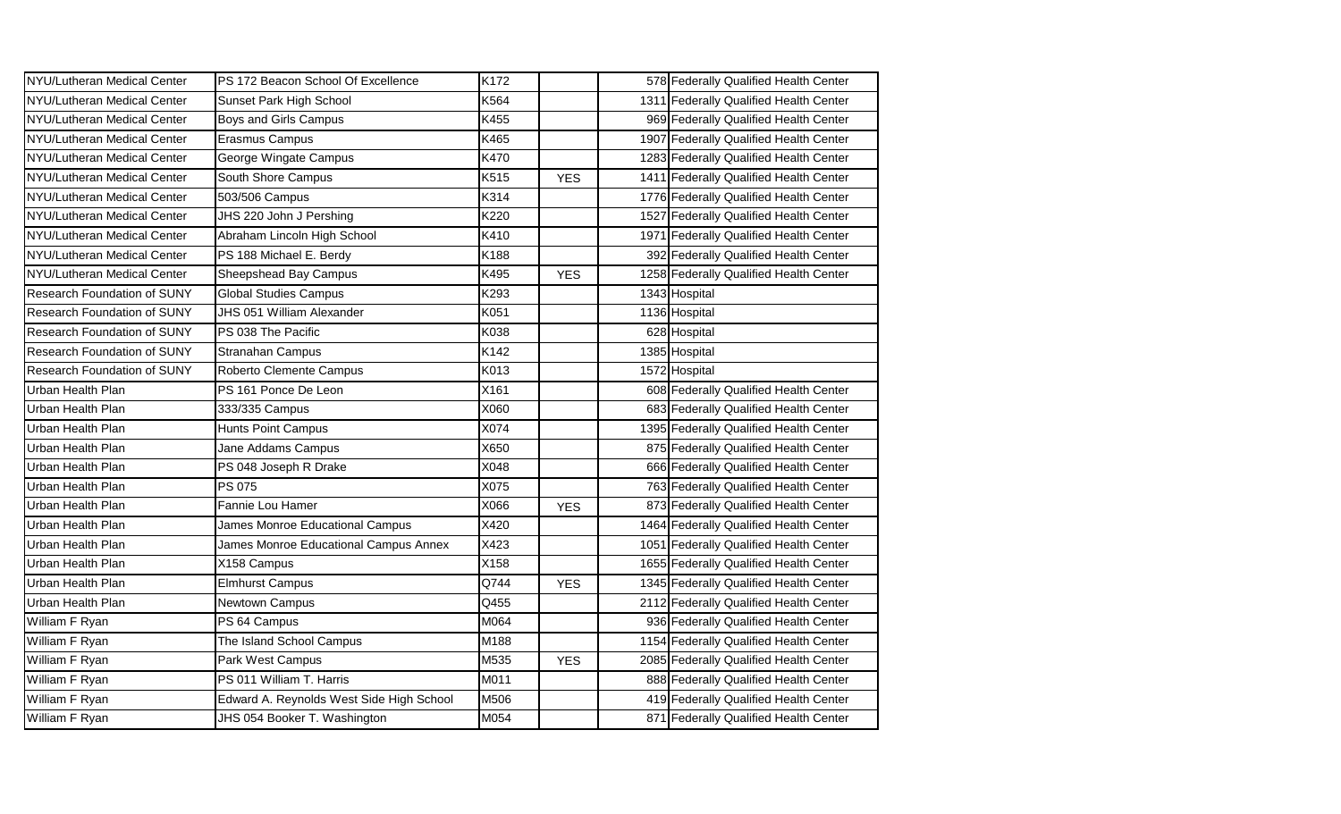| NYU/Lutheran Medical Center | PS 172 Beacon School Of Excellence | K172 | | 578 | Federally Qualified Health Center |
|---|---|---|---|---|---|
| NYU/Lutheran Medical Center | Sunset Park High School | K564 | | 1311 | Federally Qualified Health Center |
| NYU/Lutheran Medical Center | Boys and Girls Campus | K455 | | 969 | Federally Qualified Health Center |
| NYU/Lutheran Medical Center | Erasmus Campus | K465 | | 1907 | Federally Qualified Health Center |
| NYU/Lutheran Medical Center | George Wingate Campus | K470 | | 1283 | Federally Qualified Health Center |
| NYU/Lutheran Medical Center | South Shore Campus | K515 | YES | 1411 | Federally Qualified Health Center |
| NYU/Lutheran Medical Center | 503/506 Campus | K314 | | 1776 | Federally Qualified Health Center |
| NYU/Lutheran Medical Center | JHS 220 John J Pershing | K220 | | 1527 | Federally Qualified Health Center |
| NYU/Lutheran Medical Center | Abraham Lincoln High School | K410 | | 1971 | Federally Qualified Health Center |
| NYU/Lutheran Medical Center | PS 188 Michael E. Berdy | K188 | | 392 | Federally Qualified Health Center |
| NYU/Lutheran Medical Center | Sheepshead Bay Campus | K495 | YES | 1258 | Federally Qualified Health Center |
| Research Foundation of SUNY | Global Studies Campus | K293 | | 1343 | Hospital |
| Research Foundation of SUNY | JHS 051 William Alexander | K051 | | 1136 | Hospital |
| Research Foundation of SUNY | PS 038 The Pacific | K038 | | 628 | Hospital |
| Research Foundation of SUNY | Stranahan Campus | K142 | | 1385 | Hospital |
| Research Foundation of SUNY | Roberto Clemente Campus | K013 | | 1572 | Hospital |
| Urban Health Plan | PS 161 Ponce De Leon | X161 | | 608 | Federally Qualified Health Center |
| Urban Health Plan | 333/335 Campus | X060 | | 683 | Federally Qualified Health Center |
| Urban Health Plan | Hunts Point Campus | X074 | | 1395 | Federally Qualified Health Center |
| Urban Health Plan | Jane Addams Campus | X650 | | 875 | Federally Qualified Health Center |
| Urban Health Plan | PS 048 Joseph R Drake | X048 | | 666 | Federally Qualified Health Center |
| Urban Health Plan | PS 075 | X075 | | 763 | Federally Qualified Health Center |
| Urban Health Plan | Fannie Lou Hamer | X066 | YES | 873 | Federally Qualified Health Center |
| Urban Health Plan | James Monroe Educational Campus | X420 | | 1464 | Federally Qualified Health Center |
| Urban Health Plan | James Monroe Educational Campus Annex | X423 | | 1051 | Federally Qualified Health Center |
| Urban Health Plan | X158 Campus | X158 | | 1655 | Federally Qualified Health Center |
| Urban Health Plan | Elmhurst Campus | Q744 | YES | 1345 | Federally Qualified Health Center |
| Urban Health Plan | Newtown Campus | Q455 | | 2112 | Federally Qualified Health Center |
| William F Ryan | PS 64 Campus | M064 | | 936 | Federally Qualified Health Center |
| William F Ryan | The Island School Campus | M188 | | 1154 | Federally Qualified Health Center |
| William F Ryan | Park West Campus | M535 | YES | 2085 | Federally Qualified Health Center |
| William F Ryan | PS 011 William T. Harris | M011 | | 888 | Federally Qualified Health Center |
| William F Ryan | Edward A. Reynolds West Side High School | M506 | | 419 | Federally Qualified Health Center |
| William F Ryan | JHS 054 Booker T. Washington | M054 | | 871 | Federally Qualified Health Center |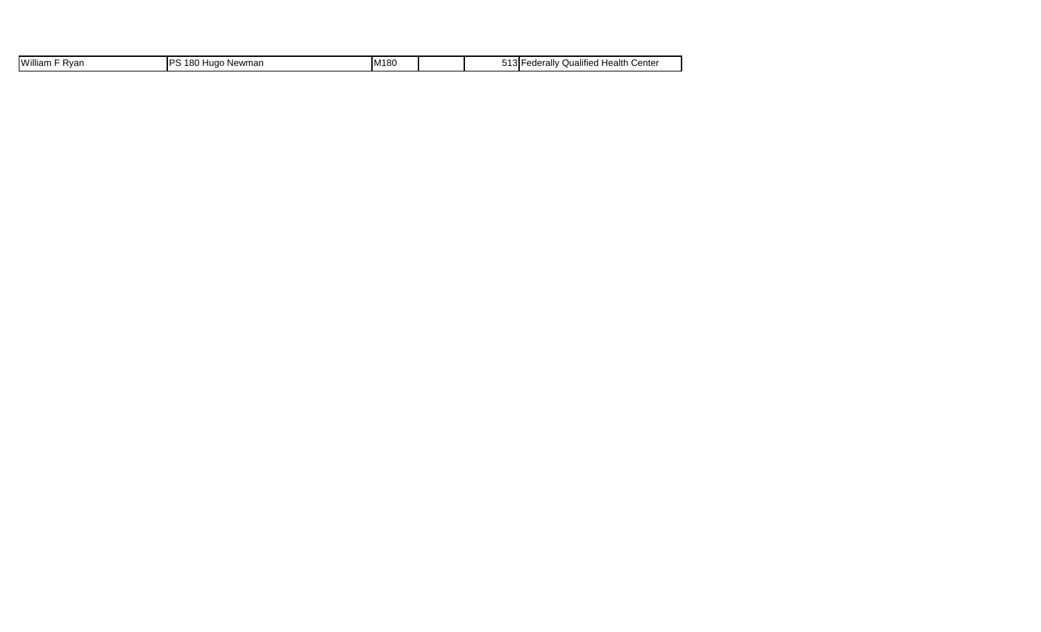| William F Ryan | PS 180 Hugo Newman | M180 | | 513 | Federally Qualified Health Center |
|---|---|---|---|---|---|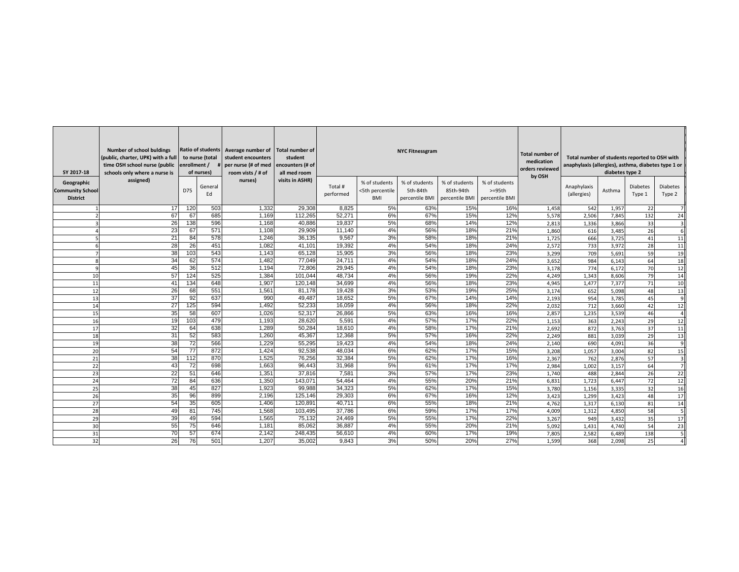| SY 2017-18 | Number of school buldings (public, charter, UPK) with a full time OSH school nurse (public schools only where a nurse is assigned) | Ratio of students to nurse (total enrollment / # of nurses) | | Average number of student encounters per nurse (# of med room vists / # of nurses) | Total number of student encounters (# of all med room visits in ASHR) | NYC Fitnessgram | | | | | Total number of medication orders reviewed by OSH | Total number of students reported to OSH with anaphylaxis (allergies), asthma, diabetes type 1 or diabetes type 2 | | | |
|---|---|---|---|---|---|---|---|---|---|---|---|---|---|---|---|
| Geographic Community School District | | D75 | General Ed | | | Total # performed | % of students <5th percentile BMI | % of students 5th-84th percentile BMI | % of students 85th-94th percentile BMI | % of students >=95th percentile BMI | | Anaphylaxis (allergies) | Asthma | Diabetes Type 1 | Diabetes Type 2 |
| 1 | 17 | 120 | 503 | 1,332 | 29,308 | 8,825 | 5% | 63% | 15% | 16% | 1,458 | 542 | 1,957 | 22 | 7 |
| 2 | 67 | 67 | 685 | 1,169 | 112,265 | 52,271 | 6% | 67% | 15% | 12% | 5,578 | 2,506 | 7,845 | 132 | 24 |
| 3 | 26 | 138 | 596 | 1,168 | 40,886 | 19,837 | 5% | 68% | 14% | 12% | 2,813 | 1,336 | 3,866 | 33 | 3 |
| 4 | 23 | 67 | 571 | 1,108 | 29,909 | 11,140 | 4% | 56% | 18% | 21% | 1,860 | 616 | 3,485 | 26 | 6 |
| 5 | 21 | 84 | 578 | 1,246 | 36,135 | 9,567 | 3% | 58% | 18% | 21% | 1,725 | 666 | 3,725 | 41 | 11 |
| 6 | 28 | 26 | 451 | 1,082 | 41,101 | 19,392 | 4% | 54% | 18% | 24% | 2,572 | 733 | 3,972 | 28 | 11 |
| 7 | 38 | 103 | 543 | 1,143 | 65,128 | 15,905 | 3% | 56% | 18% | 23% | 3,299 | 709 | 5,691 | 59 | 19 |
| 8 | 34 | 62 | 574 | 1,482 | 77,049 | 24,711 | 4% | 54% | 18% | 24% | 3,652 | 984 | 6,143 | 64 | 18 |
| 9 | 45 | 36 | 512 | 1,194 | 72,806 | 29,945 | 4% | 54% | 18% | 23% | 3,178 | 774 | 6,172 | 70 | 12 |
| 10 | 57 | 124 | 525 | 1,384 | 101,044 | 48,734 | 4% | 56% | 19% | 22% | 4,249 | 1,343 | 8,606 | 79 | 14 |
| 11 | 41 | 134 | 648 | 1,907 | 120,148 | 34,699 | 4% | 56% | 18% | 23% | 4,945 | 1,477 | 7,377 | 71 | 10 |
| 12 | 26 | 68 | 551 | 1,561 | 81,178 | 19,428 | 3% | 53% | 19% | 25% | 3,174 | 652 | 5,098 | 48 | 13 |
| 13 | 37 | 92 | 637 | 990 | 49,487 | 18,652 | 5% | 67% | 14% | 14% | 2,193 | 954 | 3,785 | 45 | 9 |
| 14 | 27 | 125 | 594 | 1,492 | 52,233 | 16,059 | 4% | 56% | 18% | 22% | 2,032 | 712 | 3,660 | 42 | 12 |
| 15 | 35 | 58 | 607 | 1,026 | 52,317 | 26,866 | 5% | 63% | 16% | 16% | 2,857 | 1,235 | 3,539 | 46 | 4 |
| 16 | 19 | 103 | 479 | 1,193 | 28,620 | 5,591 | 4% | 57% | 17% | 22% | 1,153 | 363 | 2,243 | 29 | 12 |
| 17 | 32 | 64 | 638 | 1,289 | 50,284 | 18,610 | 4% | 58% | 17% | 21% | 2,692 | 872 | 3,763 | 37 | 11 |
| 18 | 31 | 52 | 583 | 1,260 | 45,367 | 12,368 | 5% | 57% | 16% | 22% | 2,249 | 881 | 3,039 | 29 | 13 |
| 19 | 38 | 72 | 566 | 1,229 | 55,295 | 19,423 | 4% | 54% | 18% | 24% | 2,140 | 690 | 4,091 | 36 | 9 |
| 20 | 54 | 77 | 872 | 1,424 | 92,538 | 48,034 | 6% | 62% | 17% | 15% | 3,208 | 1,057 | 3,004 | 82 | 15 |
| 21 | 38 | 112 | 870 | 1,525 | 76,256 | 32,384 | 5% | 62% | 17% | 16% | 2,367 | 762 | 2,876 | 57 | 3 |
| 22 | 43 | 72 | 698 | 1,663 | 96,443 | 31,968 | 5% | 61% | 17% | 17% | 2,984 | 1,002 | 3,157 | 64 | 7 |
| 23 | 22 | 51 | 646 | 1,351 | 37,816 | 7,581 | 3% | 57% | 17% | 23% | 1,740 | 488 | 2,844 | 26 | 22 |
| 24 | 72 | 84 | 636 | 1,350 | 143,071 | 54,464 | 4% | 55% | 20% | 21% | 6,831 | 1,723 | 6,447 | 72 | 12 |
| 25 | 38 | 45 | 827 | 1,923 | 99,988 | 34,323 | 5% | 62% | 17% | 15% | 3,780 | 1,156 | 3,335 | 32 | 16 |
| 26 | 35 | 96 | 899 | 2,196 | 125,146 | 29,303 | 6% | 67% | 16% | 12% | 3,423 | 1,299 | 3,423 | 48 | 17 |
| 27 | 54 | 35 | 605 | 1,406 | 120,891 | 40,711 | 6% | 55% | 18% | 21% | 4,762 | 1,317 | 6,130 | 81 | 14 |
| 28 | 49 | 81 | 745 | 1,568 | 103,495 | 37,786 | 6% | 59% | 17% | 17% | 4,009 | 1,312 | 4,850 | 58 | 5 |
| 29 | 39 | 49 | 594 | 1,565 | 75,132 | 24,469 | 5% | 55% | 17% | 22% | 3,267 | 949 | 3,432 | 35 | 17 |
| 30 | 55 | 75 | 646 | 1,181 | 85,062 | 36,887 | 4% | 55% | 20% | 21% | 5,092 | 1,431 | 4,740 | 54 | 23 |
| 31 | 70 | 57 | 674 | 2,142 | 248,435 | 56,610 | 4% | 60% | 17% | 19% | 7,805 | 2,582 | 6,489 | 138 | 5 |
| 32 | 26 | 76 | 501 | 1,207 | 35,002 | 9,843 | 3% | 50% | 20% | 27% | 1,599 | 368 | 2,098 | 25 | 4 |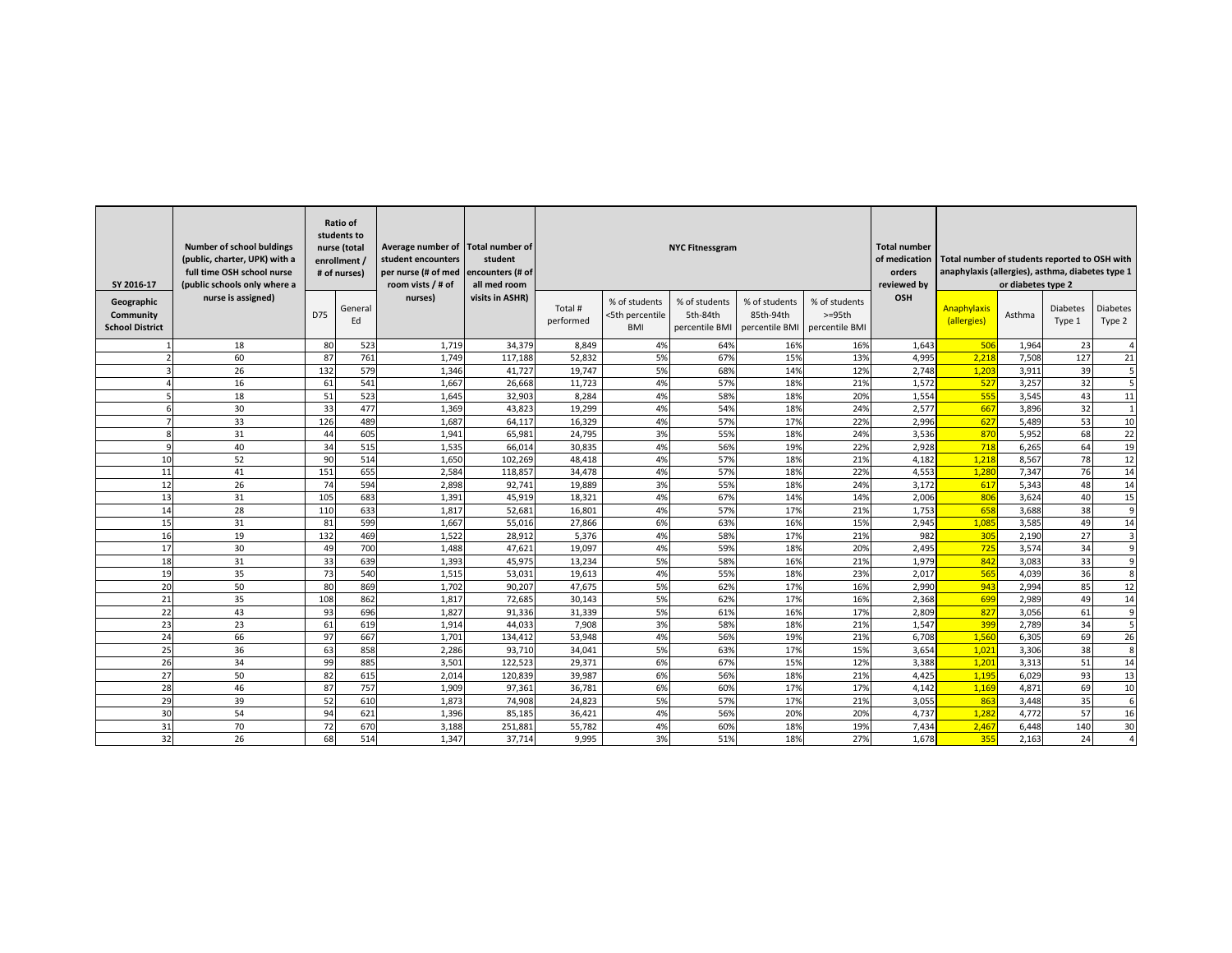| SY 2016-17 | Number of school buldings (public, charter, UPK) with a full time OSH school nurse (public schools only where a nurse is assigned) | Ratio of students to nurse (total enrollment / # of nurses) | | Average number of student encounters per nurse (# of med room visits / # of nurses) | Total number of student encounters (# of all med room visits in ASHR) | NYC Fitnessgram | | | | | Total number of medication orders reviewed by OSH | Total number of students reported to OSH with anaphylaxis (allergies), asthma, diabetes type 1 or diabetes type 2 | | | |
|---|---|---|---|---|---|---|---|---|---|---|---|---|---|---|---|
| Geographic Community School District | | D75 | General Ed | | | Total # performed | % of students <5th percentile BMI | % of students 5th-84th percentile BMI | % of students 85th-94th percentile BMI | % of students >=95th percentile BMI | | Anaphylaxis (allergies) | Asthma | Diabetes Type 1 | Diabetes Type 2 |
| 1 | 18 | 80 | 523 | 1,719 | 34,379 | 8,849 | 4% | 64% | 16% | 16% | 1,643 | 506 | 1,964 | 23 | 4 |
| 2 | 60 | 87 | 761 | 1,749 | 117,188 | 52,832 | 5% | 67% | 15% | 13% | 4,995 | 2,218 | 7,508 | 127 | 21 |
| 3 | 26 | 132 | 579 | 1,346 | 41,727 | 19,747 | 5% | 68% | 14% | 12% | 2,748 | 1,203 | 3,911 | 39 | 5 |
| 4 | 16 | 61 | 541 | 1,667 | 26,668 | 11,723 | 4% | 57% | 18% | 21% | 1,572 | 527 | 3,257 | 32 | 5 |
| 5 | 18 | 51 | 523 | 1,645 | 32,903 | 8,284 | 4% | 58% | 18% | 20% | 1,554 | 555 | 3,545 | 43 | 11 |
| 6 | 30 | 33 | 477 | 1,369 | 43,823 | 19,299 | 4% | 54% | 18% | 24% | 2,577 | 667 | 3,896 | 32 | 1 |
| 7 | 33 | 126 | 489 | 1,687 | 64,117 | 16,329 | 4% | 57% | 17% | 22% | 2,996 | 627 | 5,489 | 53 | 10 |
| 8 | 31 | 44 | 605 | 1,941 | 65,981 | 24,795 | 3% | 55% | 18% | 24% | 3,536 | 870 | 5,952 | 68 | 22 |
| 9 | 40 | 34 | 515 | 1,535 | 66,014 | 30,835 | 4% | 56% | 19% | 22% | 2,928 | 718 | 6,265 | 64 | 19 |
| 10 | 52 | 90 | 514 | 1,650 | 102,269 | 48,418 | 4% | 57% | 18% | 21% | 4,182 | 1,218 | 8,567 | 78 | 12 |
| 11 | 41 | 151 | 655 | 2,584 | 118,857 | 34,478 | 4% | 57% | 18% | 22% | 4,553 | 1,280 | 7,347 | 76 | 14 |
| 12 | 26 | 74 | 594 | 2,898 | 92,741 | 19,889 | 3% | 55% | 18% | 24% | 3,172 | 617 | 5,343 | 48 | 14 |
| 13 | 31 | 105 | 683 | 1,391 | 45,919 | 18,321 | 4% | 67% | 14% | 14% | 2,006 | 806 | 3,624 | 40 | 15 |
| 14 | 28 | 110 | 633 | 1,817 | 52,681 | 16,801 | 4% | 57% | 17% | 21% | 1,753 | 658 | 3,688 | 38 | 9 |
| 15 | 31 | 81 | 599 | 1,667 | 55,016 | 27,866 | 6% | 63% | 16% | 15% | 2,945 | 1,085 | 3,585 | 49 | 14 |
| 16 | 19 | 132 | 469 | 1,522 | 28,912 | 5,376 | 4% | 58% | 17% | 21% | 982 | 305 | 2,190 | 27 | 3 |
| 17 | 30 | 49 | 700 | 1,488 | 47,621 | 19,097 | 4% | 59% | 18% | 20% | 2,495 | 725 | 3,574 | 34 | 9 |
| 18 | 31 | 33 | 639 | 1,393 | 45,975 | 13,234 | 5% | 58% | 16% | 21% | 1,979 | 842 | 3,083 | 33 | 9 |
| 19 | 35 | 73 | 540 | 1,515 | 53,031 | 19,613 | 4% | 55% | 18% | 23% | 2,017 | 565 | 4,039 | 36 | 8 |
| 20 | 50 | 80 | 869 | 1,702 | 90,207 | 47,675 | 5% | 62% | 17% | 16% | 2,990 | 943 | 2,994 | 85 | 12 |
| 21 | 35 | 108 | 862 | 1,817 | 72,685 | 30,143 | 5% | 62% | 17% | 16% | 2,368 | 699 | 2,989 | 49 | 14 |
| 22 | 43 | 93 | 696 | 1,827 | 91,336 | 31,339 | 5% | 61% | 16% | 17% | 2,809 | 827 | 3,056 | 61 | 9 |
| 23 | 23 | 61 | 619 | 1,914 | 44,033 | 7,908 | 3% | 58% | 18% | 21% | 1,547 | 399 | 2,789 | 34 | 5 |
| 24 | 66 | 97 | 667 | 1,701 | 134,412 | 53,948 | 4% | 56% | 19% | 21% | 6,708 | 1,560 | 6,305 | 69 | 26 |
| 25 | 36 | 63 | 858 | 2,286 | 93,710 | 34,041 | 5% | 63% | 17% | 15% | 3,654 | 1,021 | 3,306 | 38 | 8 |
| 26 | 34 | 99 | 885 | 3,501 | 122,523 | 29,371 | 6% | 67% | 15% | 12% | 3,388 | 1,201 | 3,313 | 51 | 14 |
| 27 | 50 | 82 | 615 | 2,014 | 120,839 | 39,987 | 6% | 56% | 18% | 21% | 4,425 | 1,195 | 6,029 | 93 | 13 |
| 28 | 46 | 87 | 757 | 1,909 | 97,361 | 36,781 | 6% | 60% | 17% | 17% | 4,142 | 1,169 | 4,871 | 69 | 10 |
| 29 | 39 | 52 | 610 | 1,873 | 74,908 | 24,823 | 5% | 57% | 17% | 21% | 3,055 | 863 | 3,448 | 35 | 6 |
| 30 | 54 | 94 | 621 | 1,396 | 85,185 | 36,421 | 4% | 56% | 20% | 20% | 4,737 | 1,282 | 4,772 | 57 | 16 |
| 31 | 70 | 72 | 670 | 3,188 | 251,881 | 55,782 | 4% | 60% | 18% | 19% | 7,434 | 2,467 | 6,448 | 140 | 30 |
| 32 | 26 | 68 | 514 | 1,347 | 37,714 | 9,995 | 3% | 51% | 18% | 27% | 1,678 | 355 | 2,163 | 24 | 4 |